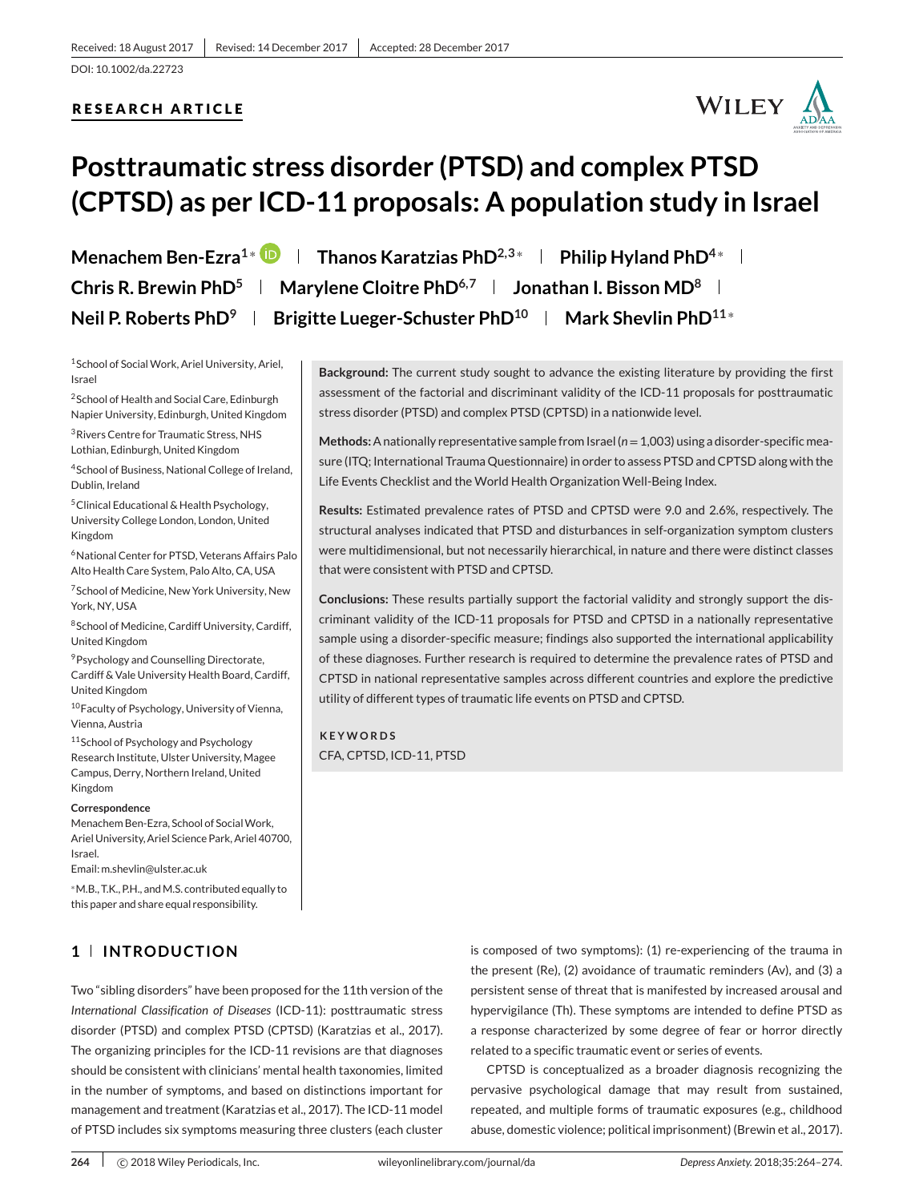Received: 18 August 2017 | Revised: 14 December 2017 | Accepted: 28 December 2017

DOI: 10.1002/da.22723

RESEARCH ARTICLE

# Posttraumatic stress disorder (PTSD) and complex PTSD (CPTSD) as per ICD-11 proposals: A population study in Israel

**Menachem Ben-Ezra**[1]* | **Thanos Karatzias PhD**[2,3]* | **Philip Hyland PhD**[4]* | **Chris R. Brewin PhD**[5] | **Marylene Cloitre PhD**[6,7] | **Jonathan I. Bisson MD**[8] | **Neil P. Roberts PhD**[9] | **Brigitte Lueger-Schuster PhD**[10] | **Mark Shevlin PhD**[11]*

[1]School of Social Work, Ariel University, Ariel, Israel

[2]School of Health and Social Care, Edinburgh Napier University, Edinburgh, United Kingdom

[3]Rivers Centre for Traumatic Stress, NHS Lothian, Edinburgh, United Kingdom

[4]School of Business, National College of Ireland, Dublin, Ireland

[5]Clinical Educational & Health Psychology, University College London, London, United Kingdom

[6]National Center for PTSD, Veterans Affairs Palo Alto Health Care System, Palo Alto, CA, USA

[7]School of Medicine, New York University, New York, NY, USA

[8]School of Medicine, Cardiff University, Cardiff, United Kingdom

[9]Psychology and Counselling Directorate, Cardiff & Vale University Health Board, Cardiff, United Kingdom

[10]Faculty of Psychology, University of Vienna, Vienna, Austria

[11]School of Psychology and Psychology Research Institute, Ulster University, Magee Campus, Derry, Northern Ireland, United Kingdom

**Correspondence**
Menachem Ben-Ezra, School of Social Work, Ariel University, Ariel Science Park, Ariel 40700, Israel.
Email: m.shevlin@ulster.ac.uk

*M.B., T.K., P.H., and M.S. contributed equally to this paper and share equal responsibility.

**Background:** The current study sought to advance the existing literature by providing the first assessment of the factorial and discriminant validity of the ICD-11 proposals for posttraumatic stress disorder (PTSD) and complex PTSD (CPTSD) in a nationwide level.

**Methods:** A nationally representative sample from Israel ($n = 1{,}003$) using a disorder-specific measure (ITQ; International Trauma Questionnaire) in order to assess PTSD and CPTSD along with the Life Events Checklist and the World Health Organization Well-Being Index.

**Results:** Estimated prevalence rates of PTSD and CPTSD were 9.0 and 2.6%, respectively. The structural analyses indicated that PTSD and disturbances in self-organization symptom clusters were multidimensional, but not necessarily hierarchical, in nature and there were distinct classes that were consistent with PTSD and CPTSD.

**Conclusions:** These results partially support the factorial validity and strongly support the discriminant validity of the ICD-11 proposals for PTSD and CPTSD in a nationally representative sample using a disorder-specific measure; findings also supported the international applicability of these diagnoses. Further research is required to determine the prevalence rates of PTSD and CPTSD in national representative samples across different countries and explore the predictive utility of different types of traumatic life events on PTSD and CPTSD.

**KEYWORDS**
CFA, CPTSD, ICD-11, PTSD

## 1 | INTRODUCTION

Two "sibling disorders" have been proposed for the 11th version of the *International Classification of Diseases* (ICD-11): posttraumatic stress disorder (PTSD) and complex PTSD (CPTSD) (Karatzias et al., 2017). The organizing principles for the ICD-11 revisions are that diagnoses should be consistent with clinicians' mental health taxonomies, limited in the number of symptoms, and based on distinctions important for management and treatment (Karatzias et al., 2017). The ICD-11 model of PTSD includes six symptoms measuring three clusters (each cluster is composed of two symptoms): (1) re-experiencing of the trauma in the present (Re), (2) avoidance of traumatic reminders (Av), and (3) a persistent sense of threat that is manifested by increased arousal and hypervigilance (Th). These symptoms are intended to define PTSD as a response characterized by some degree of fear or horror directly related to a specific traumatic event or series of events.

CPTSD is conceptualized as a broader diagnosis recognizing the pervasive psychological damage that may result from sustained, repeated, and multiple forms of traumatic exposures (e.g., childhood abuse, domestic violence; political imprisonment) (Brewin et al., 2017).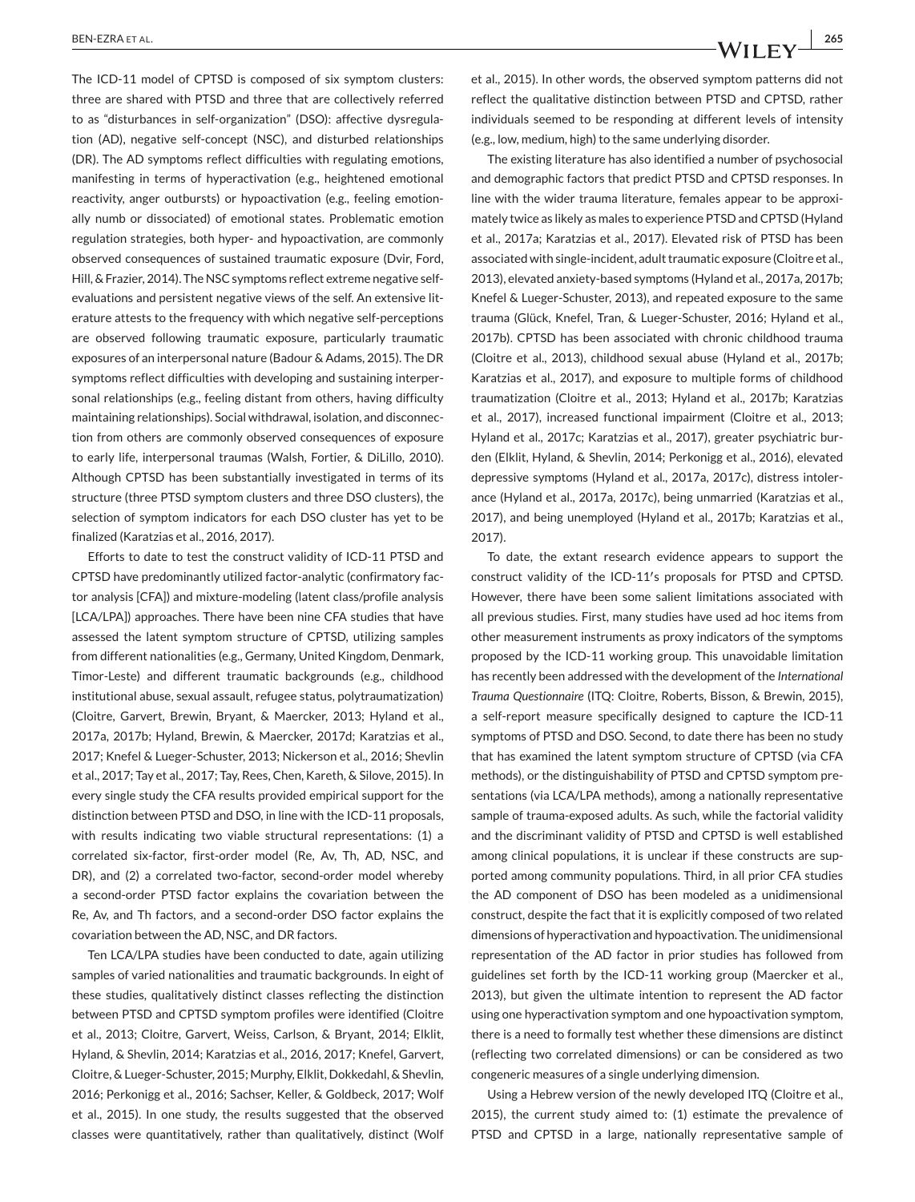The ICD-11 model of CPTSD is composed of six symptom clusters: three are shared with PTSD and three that are collectively referred to as "disturbances in self-organization" (DSO): affective dysregulation (AD), negative self-concept (NSC), and disturbed relationships (DR). The AD symptoms reflect difficulties with regulating emotions, manifesting in terms of hyperactivation (e.g., heightened emotional reactivity, anger outbursts) or hypoactivation (e.g., feeling emotionally numb or dissociated) of emotional states. Problematic emotion regulation strategies, both hyper- and hypoactivation, are commonly observed consequences of sustained traumatic exposure (Dvir, Ford, Hill, & Frazier, 2014). The NSC symptoms reflect extreme negative self-evaluations and persistent negative views of the self. An extensive literature attests to the frequency with which negative self-perceptions are observed following traumatic exposure, particularly traumatic exposures of an interpersonal nature (Badour & Adams, 2015). The DR symptoms reflect difficulties with developing and sustaining interpersonal relationships (e.g., feeling distant from others, having difficulty maintaining relationships). Social withdrawal, isolation, and disconnection from others are commonly observed consequences of exposure to early life, interpersonal traumas (Walsh, Fortier, & DiLillo, 2010). Although CPTSD has been substantially investigated in terms of its structure (three PTSD symptom clusters and three DSO clusters), the selection of symptom indicators for each DSO cluster has yet to be finalized (Karatzias et al., 2016, 2017).

Efforts to date to test the construct validity of ICD-11 PTSD and CPTSD have predominantly utilized factor-analytic (confirmatory factor analysis [CFA]) and mixture-modeling (latent class/profile analysis [LCA/LPA]) approaches. There have been nine CFA studies that have assessed the latent symptom structure of CPTSD, utilizing samples from different nationalities (e.g., Germany, United Kingdom, Denmark, Timor-Leste) and different traumatic backgrounds (e.g., childhood institutional abuse, sexual assault, refugee status, polytraumatization) (Cloitre, Garvert, Brewin, Bryant, & Maercker, 2013; Hyland et al., 2017a, 2017b; Hyland, Brewin, & Maercker, 2017d; Karatzias et al., 2017; Knefel & Lueger-Schuster, 2013; Nickerson et al., 2016; Shevlin et al., 2017; Tay et al., 2017; Tay, Rees, Chen, Kareth, & Silove, 2015). In every single study the CFA results provided empirical support for the distinction between PTSD and DSO, in line with the ICD-11 proposals, with results indicating two viable structural representations: (1) a correlated six-factor, first-order model (Re, Av, Th, AD, NSC, and DR), and (2) a correlated two-factor, second-order model whereby a second-order PTSD factor explains the covariation between the Re, Av, and Th factors, and a second-order DSO factor explains the covariation between the AD, NSC, and DR factors.

Ten LCA/LPA studies have been conducted to date, again utilizing samples of varied nationalities and traumatic backgrounds. In eight of these studies, qualitatively distinct classes reflecting the distinction between PTSD and CPTSD symptom profiles were identified (Cloitre et al., 2013; Cloitre, Garvert, Weiss, Carlson, & Bryant, 2014; Elklit, Hyland, & Shevlin, 2014; Karatzias et al., 2016, 2017; Knefel, Garvert, Cloitre, & Lueger-Schuster, 2015; Murphy, Elklit, Dokkedahl, & Shevlin, 2016; Perkonigg et al., 2016; Sachser, Keller, & Goldbeck, 2017; Wolf et al., 2015). In one study, the results suggested that the observed classes were quantitatively, rather than qualitatively, distinct (Wolf et al., 2015). In other words, the observed symptom patterns did not reflect the qualitative distinction between PTSD and CPTSD, rather individuals seemed to be responding at different levels of intensity (e.g., low, medium, high) to the same underlying disorder.

The existing literature has also identified a number of psychosocial and demographic factors that predict PTSD and CPTSD responses. In line with the wider trauma literature, females appear to be approximately twice as likely as males to experience PTSD and CPTSD (Hyland et al., 2017a; Karatzias et al., 2017). Elevated risk of PTSD has been associated with single-incident, adult traumatic exposure (Cloitre et al., 2013), elevated anxiety-based symptoms (Hyland et al., 2017a, 2017b; Knefel & Lueger-Schuster, 2013), and repeated exposure to the same trauma (Glück, Knefel, Tran, & Lueger-Schuster, 2016; Hyland et al., 2017b). CPTSD has been associated with chronic childhood trauma (Cloitre et al., 2013), childhood sexual abuse (Hyland et al., 2017b; Karatzias et al., 2017), and exposure to multiple forms of childhood traumatization (Cloitre et al., 2013; Hyland et al., 2017b; Karatzias et al., 2017), increased functional impairment (Cloitre et al., 2013; Hyland et al., 2017c; Karatzias et al., 2017), greater psychiatric burden (Elklit, Hyland, & Shevlin, 2014; Perkonigg et al., 2016), elevated depressive symptoms (Hyland et al., 2017a, 2017c), distress intolerance (Hyland et al., 2017a, 2017c), being unmarried (Karatzias et al., 2017), and being unemployed (Hyland et al., 2017b; Karatzias et al., 2017).

To date, the extant research evidence appears to support the construct validity of the ICD-11′s proposals for PTSD and CPTSD. However, there have been some salient limitations associated with all previous studies. First, many studies have used ad hoc items from other measurement instruments as proxy indicators of the symptoms proposed by the ICD-11 working group. This unavoidable limitation has recently been addressed with the development of the *International Trauma Questionnaire* (ITQ: Cloitre, Roberts, Bisson, & Brewin, 2015), a self-report measure specifically designed to capture the ICD-11 symptoms of PTSD and DSO. Second, to date there has been no study that has examined the latent symptom structure of CPTSD (via CFA methods), or the distinguishability of PTSD and CPTSD symptom presentations (via LCA/LPA methods), among a nationally representative sample of trauma-exposed adults. As such, while the factorial validity and the discriminant validity of PTSD and CPTSD is well established among clinical populations, it is unclear if these constructs are supported among community populations. Third, in all prior CFA studies the AD component of DSO has been modeled as a unidimensional construct, despite the fact that it is explicitly composed of two related dimensions of hyperactivation and hypoactivation. The unidimensional representation of the AD factor in prior studies has followed from guidelines set forth by the ICD-11 working group (Maercker et al., 2013), but given the ultimate intention to represent the AD factor using one hyperactivation symptom and one hypoactivation symptom, there is a need to formally test whether these dimensions are distinct (reflecting two correlated dimensions) or can be considered as two congeneric measures of a single underlying dimension.

Using a Hebrew version of the newly developed ITQ (Cloitre et al., 2015), the current study aimed to: (1) estimate the prevalence of PTSD and CPTSD in a large, nationally representative sample of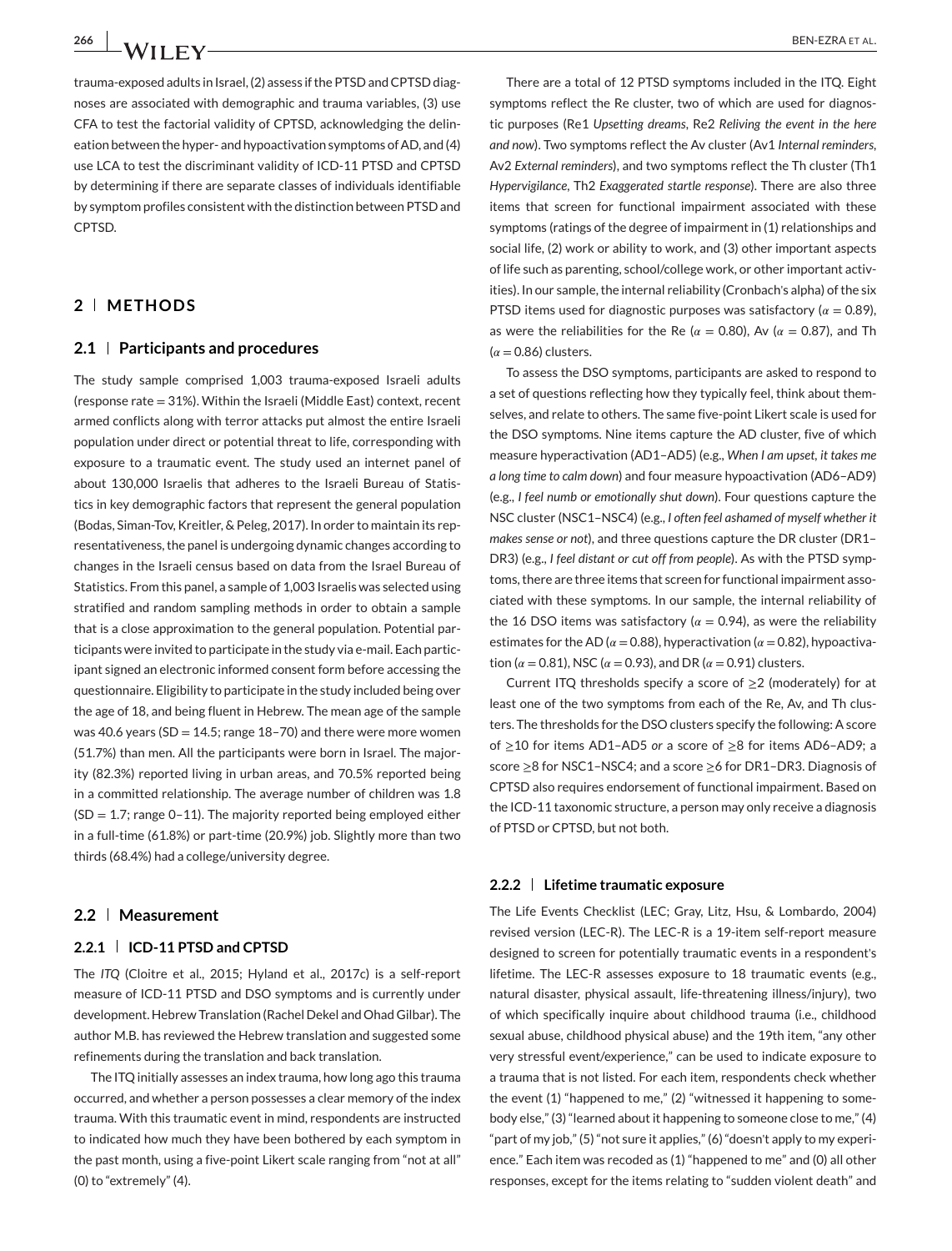trauma-exposed adults in Israel, (2) assess if the PTSD and CPTSD diagnoses are associated with demographic and trauma variables, (3) use CFA to test the factorial validity of CPTSD, acknowledging the delineation between the hyper- and hypoactivation symptoms of AD, and (4) use LCA to test the discriminant validity of ICD-11 PTSD and CPTSD by determining if there are separate classes of individuals identifiable by symptom profiles consistent with the distinction between PTSD and CPTSD.

## 2 | METHODS

### 2.1 | Participants and procedures

The study sample comprised 1,003 trauma-exposed Israeli adults (response rate = 31%). Within the Israeli (Middle East) context, recent armed conflicts along with terror attacks put almost the entire Israeli population under direct or potential threat to life, corresponding with exposure to a traumatic event. The study used an internet panel of about 130,000 Israelis that adheres to the Israeli Bureau of Statistics in key demographic factors that represent the general population (Bodas, Siman-Tov, Kreitler, & Peleg, 2017). In order to maintain its representativeness, the panel is undergoing dynamic changes according to changes in the Israeli census based on data from the Israel Bureau of Statistics. From this panel, a sample of 1,003 Israelis was selected using stratified and random sampling methods in order to obtain a sample that is a close approximation to the general population. Potential participants were invited to participate in the study via e-mail. Each participant signed an electronic informed consent form before accessing the questionnaire. Eligibility to participate in the study included being over the age of 18, and being fluent in Hebrew. The mean age of the sample was 40.6 years (SD = 14.5; range 18–70) and there were more women (51.7%) than men. All the participants were born in Israel. The majority (82.3%) reported living in urban areas, and 70.5% reported being in a committed relationship. The average number of children was 1.8 (SD = 1.7; range 0–11). The majority reported being employed either in a full-time (61.8%) or part-time (20.9%) job. Slightly more than two thirds (68.4%) had a college/university degree.

### 2.2 | Measurement

#### 2.2.1 | ICD-11 PTSD and CPTSD

The *ITQ* (Cloitre et al., 2015; Hyland et al., 2017c) is a self-report measure of ICD-11 PTSD and DSO symptoms and is currently under development. Hebrew Translation (Rachel Dekel and Ohad Gilbar). The author M.B. has reviewed the Hebrew translation and suggested some refinements during the translation and back translation.

The ITQ initially assesses an index trauma, how long ago this trauma occurred, and whether a person possesses a clear memory of the index trauma. With this traumatic event in mind, respondents are instructed to indicated how much they have been bothered by each symptom in the past month, using a five-point Likert scale ranging from "not at all" (0) to "extremely" (4).

There are a total of 12 PTSD symptoms included in the ITQ. Eight symptoms reflect the Re cluster, two of which are used for diagnostic purposes (Re1 *Upsetting dreams*, Re2 *Reliving the event in the here and now*). Two symptoms reflect the Av cluster (Av1 *Internal reminders*, Av2 *External reminders*), and two symptoms reflect the Th cluster (Th1 *Hypervigilance*, Th2 *Exaggerated startle response*). There are also three items that screen for functional impairment associated with these symptoms (ratings of the degree of impairment in (1) relationships and social life, (2) work or ability to work, and (3) other important aspects of life such as parenting, school/college work, or other important activities). In our sample, the internal reliability (Cronbach's alpha) of the six PTSD items used for diagnostic purposes was satisfactory ($\alpha = 0.89$), as were the reliabilities for the Re ($\alpha = 0.80$), Av ($\alpha = 0.87$), and Th ($\alpha = 0.86$) clusters.

To assess the DSO symptoms, participants are asked to respond to a set of questions reflecting how they typically feel, think about themselves, and relate to others. The same five-point Likert scale is used for the DSO symptoms. Nine items capture the AD cluster, five of which measure hyperactivation (AD1–AD5) (e.g., *When I am upset, it takes me a long time to calm down*) and four measure hypoactivation (AD6–AD9) (e.g., *I feel numb or emotionally shut down*). Four questions capture the NSC cluster (NSC1–NSC4) (e.g., *I often feel ashamed of myself whether it makes sense or not*), and three questions capture the DR cluster (DR1–DR3) (e.g., *I feel distant or cut off from people*). As with the PTSD symptoms, there are three items that screen for functional impairment associated with these symptoms. In our sample, the internal reliability of the 16 DSO items was satisfactory ($\alpha = 0.94$), as were the reliability estimates for the AD ($\alpha = 0.88$), hyperactivation ($\alpha = 0.82$), hypoactivation ($\alpha = 0.81$), NSC ($\alpha = 0.93$), and DR ($\alpha = 0.91$) clusters.

Current ITQ thresholds specify a score of $\geq 2$ (moderately) for at least one of the two symptoms from each of the Re, Av, and Th clusters. The thresholds for the DSO clusters specify the following: A score of $\geq 10$ for items AD1–AD5 *or* a score of $\geq 8$ for items AD6–AD9; a score $\geq 8$ for NSC1–NSC4; and a score $\geq 6$ for DR1–DR3. Diagnosis of CPTSD also requires endorsement of functional impairment. Based on the ICD-11 taxonomic structure, a person may only receive a diagnosis of PTSD or CPTSD, but not both.

#### 2.2.2 | Lifetime traumatic exposure

The Life Events Checklist (LEC; Gray, Litz, Hsu, & Lombardo, 2004) revised version (LEC-R). The LEC-R is a 19-item self-report measure designed to screen for potentially traumatic events in a respondent's lifetime. The LEC-R assesses exposure to 18 traumatic events (e.g., natural disaster, physical assault, life-threatening illness/injury), two of which specifically inquire about childhood trauma (i.e., childhood sexual abuse, childhood physical abuse) and the 19th item, "any other very stressful event/experience," can be used to indicate exposure to a trauma that is not listed. For each item, respondents check whether the event (1) "happened to me," (2) "witnessed it happening to somebody else," (3) "learned about it happening to someone close to me," (4) "part of my job," (5) "not sure it applies," (6) "doesn't apply to my experience." Each item was recoded as (1) "happened to me" and (0) all other responses, except for the items relating to "sudden violent death" and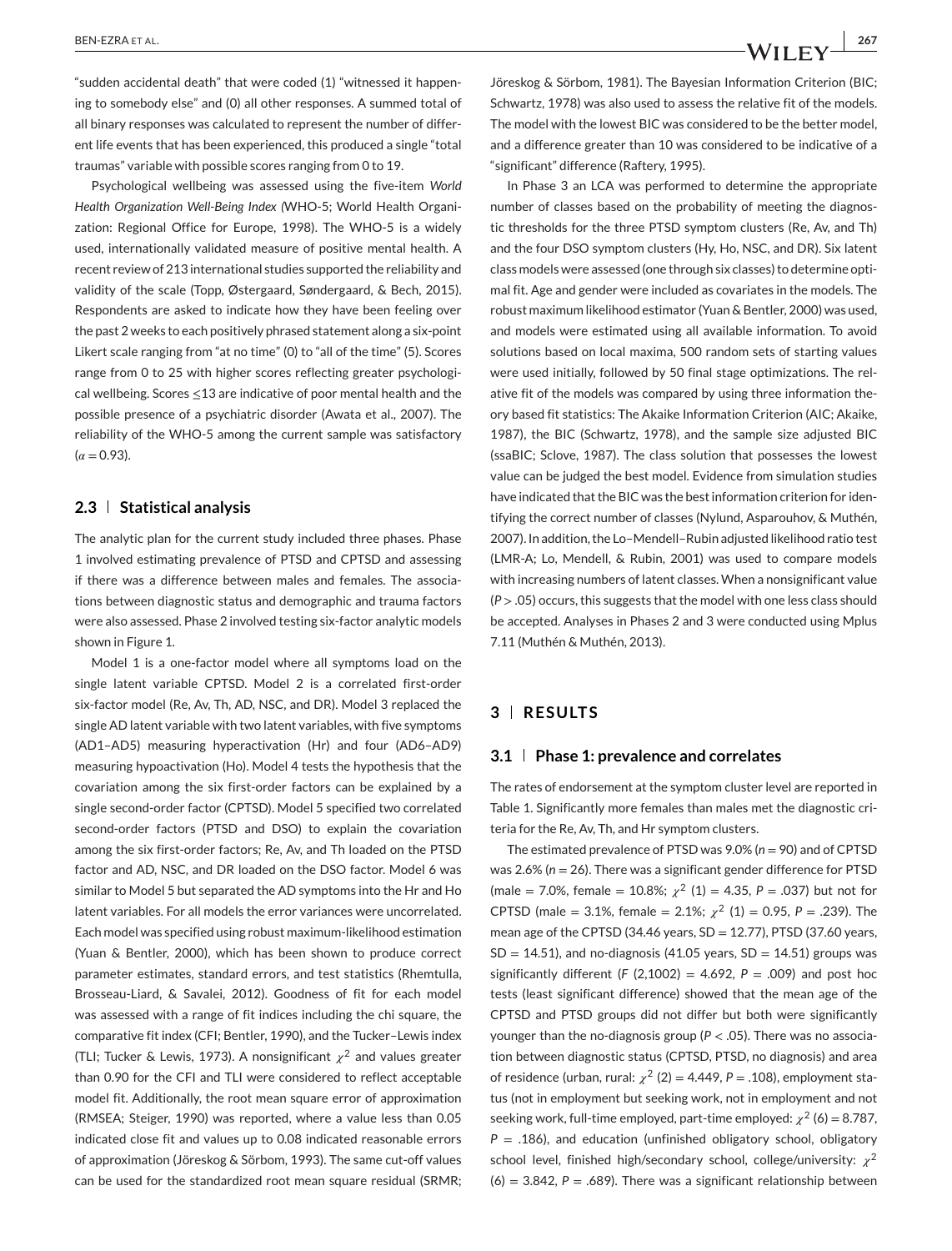"sudden accidental death" that were coded (1) "witnessed it happening to somebody else" and (0) all other responses. A summed total of all binary responses was calculated to represent the number of different life events that has been experienced, this produced a single "total traumas" variable with possible scores ranging from 0 to 19.

Psychological wellbeing was assessed using the five-item *World Health Organization Well-Being Index (*WHO-5; World Health Organization: Regional Office for Europe, 1998). The WHO-5 is a widely used, internationally validated measure of positive mental health. A recent review of 213 international studies supported the reliability and validity of the scale (Topp, Østergaard, Søndergaard, & Bech, 2015). Respondents are asked to indicate how they have been feeling over the past 2 weeks to each positively phrased statement along a six-point Likert scale ranging from "at no time" (0) to "all of the time" (5). Scores range from 0 to 25 with higher scores reflecting greater psychological wellbeing. Scores ≤13 are indicative of poor mental health and the possible presence of a psychiatric disorder (Awata et al., 2007). The reliability of the WHO-5 among the current sample was satisfactory ($\alpha = 0.93$).

### 2.3 | Statistical analysis

The analytic plan for the current study included three phases. Phase 1 involved estimating prevalence of PTSD and CPTSD and assessing if there was a difference between males and females. The associations between diagnostic status and demographic and trauma factors were also assessed. Phase 2 involved testing six-factor analytic models shown in Figure 1.

Model 1 is a one-factor model where all symptoms load on the single latent variable CPTSD. Model 2 is a correlated first-order six-factor model (Re, Av, Th, AD, NSC, and DR). Model 3 replaced the single AD latent variable with two latent variables, with five symptoms (AD1–AD5) measuring hyperactivation (Hr) and four (AD6–AD9) measuring hypoactivation (Ho). Model 4 tests the hypothesis that the covariation among the six first-order factors can be explained by a single second-order factor (CPTSD). Model 5 specified two correlated second-order factors (PTSD and DSO) to explain the covariation among the six first-order factors; Re, Av, and Th loaded on the PTSD factor and AD, NSC, and DR loaded on the DSO factor. Model 6 was similar to Model 5 but separated the AD symptoms into the Hr and Ho latent variables. For all models the error variances were uncorrelated. Each model was specified using robust maximum-likelihood estimation (Yuan & Bentler, 2000), which has been shown to produce correct parameter estimates, standard errors, and test statistics (Rhemtulla, Brosseau-Liard, & Savalei, 2012). Goodness of fit for each model was assessed with a range of fit indices including the chi square, the comparative fit index (CFI; Bentler, 1990), and the Tucker–Lewis index (TLI; Tucker & Lewis, 1973). A nonsignificant $\chi^2$ and values greater than 0.90 for the CFI and TLI were considered to reflect acceptable model fit. Additionally, the root mean square error of approximation (RMSEA; Steiger, 1990) was reported, where a value less than 0.05 indicated close fit and values up to 0.08 indicated reasonable errors of approximation (Jöreskog & Sörbom, 1993). The same cut-off values can be used for the standardized root mean square residual (SRMR; Jöreskog & Sörbom, 1981). The Bayesian Information Criterion (BIC; Schwartz, 1978) was also used to assess the relative fit of the models. The model with the lowest BIC was considered to be the better model, and a difference greater than 10 was considered to be indicative of a "significant" difference (Raftery, 1995).

In Phase 3 an LCA was performed to determine the appropriate number of classes based on the probability of meeting the diagnostic thresholds for the three PTSD symptom clusters (Re, Av, and Th) and the four DSO symptom clusters (Hy, Ho, NSC, and DR). Six latent class models were assessed (one through six classes) to determine optimal fit. Age and gender were included as covariates in the models. The robust maximum likelihood estimator (Yuan & Bentler, 2000) was used, and models were estimated using all available information. To avoid solutions based on local maxima, 500 random sets of starting values were used initially, followed by 50 final stage optimizations. The relative fit of the models was compared by using three information theory based fit statistics: The Akaike Information Criterion (AIC; Akaike, 1987), the BIC (Schwartz, 1978), and the sample size adjusted BIC (ssaBIC; Sclove, 1987). The class solution that possesses the lowest value can be judged the best model. Evidence from simulation studies have indicated that the BIC was the best information criterion for identifying the correct number of classes (Nylund, Asparouhov, & Muthén, 2007). In addition, the Lo–Mendell–Rubin adjusted likelihood ratio test (LMR-A; Lo, Mendell, & Rubin, 2001) was used to compare models with increasing numbers of latent classes. When a nonsignificant value ($P > .05$) occurs, this suggests that the model with one less class should be accepted. Analyses in Phases 2 and 3 were conducted using Mplus 7.11 (Muthén & Muthén, 2013).

## 3 | RESULTS

### 3.1 | Phase 1: prevalence and correlates

The rates of endorsement at the symptom cluster level are reported in Table 1. Significantly more females than males met the diagnostic criteria for the Re, Av, Th, and Hr symptom clusters.

The estimated prevalence of PTSD was 9.0% ($n = 90$) and of CPTSD was 2.6% ($n = 26$). There was a significant gender difference for PTSD (male = 7.0%, female = 10.8%; $\chi^2$ (1) = 4.35, $P = .037$) but not for CPTSD (male = 3.1%, female = 2.1%; $\chi^2$ (1) = 0.95, $P = .239$). The mean age of the CPTSD (34.46 years, SD = 12.77), PTSD (37.60 years, SD = 14.51), and no-diagnosis (41.05 years, SD = 14.51) groups was significantly different ($F$ (2,1002) = 4.692, $P = .009$) and post hoc tests (least significant difference) showed that the mean age of the CPTSD and PTSD groups did not differ but both were significantly younger than the no-diagnosis group ($P < .05$). There was no association between diagnostic status (CPTSD, PTSD, no diagnosis) and area of residence (urban, rural: $\chi^2$ (2) = 4.449, $P = .108$), employment status (not in employment but seeking work, not in employment and not seeking work, full-time employed, part-time employed: $\chi^2$ (6) = 8.787, $P = .186$), and education (unfinished obligatory school, obligatory school level, finished high/secondary school, college/university: $\chi^2$ (6) = 3.842, $P = .689$). There was a significant relationship between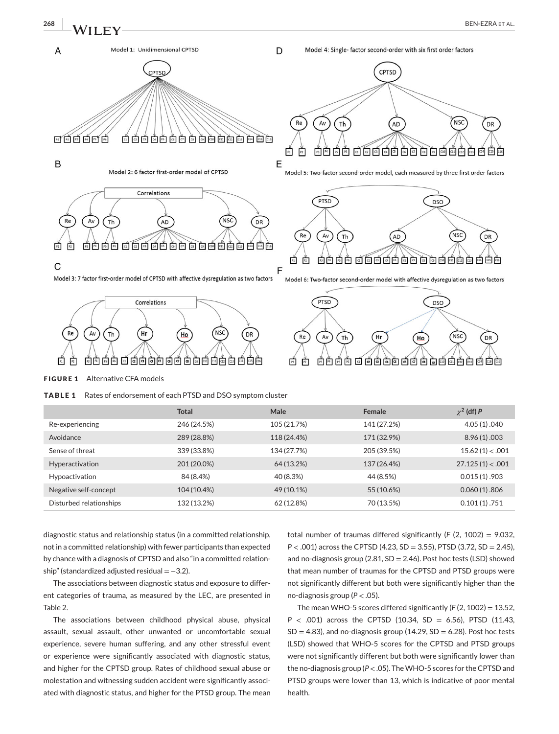FIGURE 1 Alternative CFA models

**TABLE 1** Rates of endorsement of each PTSD and DSO symptom cluster

| | Total | Male | Female | $\chi^2$ (df) *P* |
|---|---|---|---|---|
| Re-experiencing | 246 (24.5%) | 105 (21.7%) | 141 (27.2%) | 4.05 (1) .040 |
| Avoidance | 289 (28.8%) | 118 (24.4%) | 171 (32.9%) | 8.96 (1) .003 |
| Sense of threat | 339 (33.8%) | 134 (27.7%) | 205 (39.5%) | 15.62 (1) < .001 |
| Hyperactivation | 201 (20.0%) | 64 (13.2%) | 137 (26.4%) | 27.125 (1) < .001 |
| Hypoactivation | 84 (8.4%) | 40 (8.3%) | 44 (8.5%) | 0.015 (1) .903 |
| Negative self-concept | 104 (10.4%) | 49 (10.1%) | 55 (10.6%) | 0.060 (1) .806 |
| Disturbed relationships | 132 (13.2%) | 62 (12.8%) | 70 (13.5%) | 0.101 (1) .751 |

diagnostic status and relationship status (in a committed relationship, not in a committed relationship) with fewer participants than expected by chance with a diagnosis of CPTSD and also "in a committed relationship" (standardized adjusted residual = −3.2).

The associations between diagnostic status and exposure to different categories of trauma, as measured by the LEC, are presented in Table 2.

The associations between childhood physical abuse, physical assault, sexual assault, other unwanted or uncomfortable sexual experience, severe human suffering, and any other stressful event or experience were significantly associated with diagnostic status, and higher for the CPTSD group. Rates of childhood sexual abuse or molestation and witnessing sudden accident were significantly associated with diagnostic status, and higher for the PTSD group. The mean total number of traumas differed significantly ($F$ (2, 1002) = 9.032, $P < .001$) across the CPTSD (4.23, SD = 3.55), PTSD (3.72, SD = 2.45), and no-diagnosis group (2.81, SD = 2.46). Post hoc tests (LSD) showed that mean number of traumas for the CPTSD and PTSD groups were not significantly different but both were significantly higher than the no-diagnosis group ($P < .05$).

The mean WHO-5 scores differed significantly ($F$ (2, 1002) = 13.52, $P < .001$) across the CPTSD (10.34, SD = 6.56), PTSD (11.43, SD = 4.83), and no-diagnosis group (14.29, SD = 6.28). Post hoc tests (LSD) showed that WHO-5 scores for the CPTSD and PTSD groups were not significantly different but both were significantly lower than the no-diagnosis group ($P < .05$). The WHO-5 scores for the CPTSD and PTSD groups were lower than 13, which is indicative of poor mental health.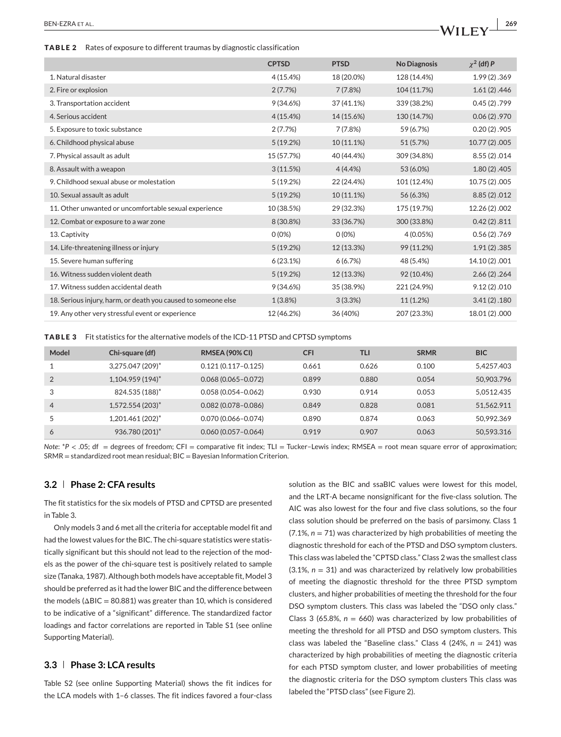**TABLE 2** Rates of exposure to different traumas by diagnostic classification

| | CPTSD | PTSD | No Diagnosis | $\chi^2$ (df) *P* |
|---|---|---|---|---|
| 1. Natural disaster | 4 (15.4%) | 18 (20.0%) | 128 (14.4%) | 1.99 (2) .369 |
| 2. Fire or explosion | 2 (7.7%) | 7 (7.8%) | 104 (11.7%) | 1.61 (2) .446 |
| 3. Transportation accident | 9 (34.6%) | 37 (41.1%) | 339 (38.2%) | 0.45 (2) .799 |
| 4. Serious accident | 4 (15.4%) | 14 (15.6%) | 130 (14.7%) | 0.06 (2) .970 |
| 5. Exposure to toxic substance | 2 (7.7%) | 7 (7.8%) | 59 (6.7%) | 0.20 (2) .905 |
| 6. Childhood physical abuse | 5 (19.2%) | 10 (11.1%) | 51 (5.7%) | 10.77 (2) .005 |
| 7. Physical assault as adult | 15 (57.7%) | 40 (44.4%) | 309 (34.8%) | 8.55 (2) .014 |
| 8. Assault with a weapon | 3 (11.5%) | 4 (4.4%) | 53 (6.0%) | 1.80 (2) .405 |
| 9. Childhood sexual abuse or molestation | 5 (19.2%) | 22 (24.4%) | 101 (12.4%) | 10.75 (2) .005 |
| 10. Sexual assault as adult | 5 (19.2%) | 10 (11.1%) | 56 (6.3%) | 8.85 (2) .012 |
| 11. Other unwanted or uncomfortable sexual experience | 10 (38.5%) | 29 (32.3%) | 175 (19.7%) | 12.26 (2) .002 |
| 12. Combat or exposure to a war zone | 8 (30.8%) | 33 (36.7%) | 300 (33.8%) | 0.42 (2) .811 |
| 13. Captivity | 0 (0%) | 0 (0%) | 4 (0.05%) | 0.56 (2) .769 |
| 14. Life-threatening illness or injury | 5 (19.2%) | 12 (13.3%) | 99 (11.2%) | 1.91 (2) .385 |
| 15. Severe human suffering | 6 (23.1%) | 6 (6.7%) | 48 (5.4%) | 14.10 (2) .001 |
| 16. Witness sudden violent death | 5 (19.2%) | 12 (13.3%) | 92 (10.4%) | 2.66 (2) .264 |
| 17. Witness sudden accidental death | 9 (34.6%) | 35 (38.9%) | 221 (24.9%) | 9.12 (2) .010 |
| 18. Serious injury, harm, or death you caused to someone else | 1 (3.8%) | 3 (3.3%) | 11 (1.2%) | 3.41 (2) .180 |
| 19. Any other very stressful event or experience | 12 (46.2%) | 36 (40%) | 207 (23.3%) | 18.01 (2) .000 |

**TABLE 3** Fit statistics for the alternative models of the ICD-11 PTSD and CPTSD symptoms

| Model | Chi-square (df) | RMSEA (90% CI) | CFI | TLI | SRMR | BIC |
|---|---|---|---|---|---|---|
| 1 | 3,275.047 (209)* | 0.121 (0.117–0.125) | 0.661 | 0.626 | 0.100 | 5,4257.403 |
| 2 | 1,104.959 (194)* | 0.068 (0.065–0.072) | 0.899 | 0.880 | 0.054 | 50,903.796 |
| 3 | 824.535 (188)* | 0.058 (0.054–0.062) | 0.930 | 0.914 | 0.053 | 5,0512.435 |
| 4 | 1,572.554 (203)* | 0.082 (0.078–0.086) | 0.849 | 0.828 | 0.081 | 51,562.911 |
| 5 | 1,201.461 (202)* | 0.070 (0.066–0.074) | 0.890 | 0.874 | 0.063 | 50,992.369 |
| 6 | 936.780 (201)* | 0.060 (0.057–0.064) | 0.919 | 0.907 | 0.063 | 50,593.316 |

*Note*: *$P < .05$; df = degrees of freedom; CFI = comparative fit index; TLI = Tucker–Lewis index; RMSEA = root mean square error of approximation; SRMR = standardized root mean residual; BIC = Bayesian Information Criterion.

### 3.2 | Phase 2: CFA results

The fit statistics for the six models of PTSD and CPTSD are presented in Table 3.

Only models 3 and 6 met all the criteria for acceptable model fit and had the lowest values for the BIC. The chi-square statistics were statistically significant but this should not lead to the rejection of the models as the power of the chi-square test is positively related to sample size (Tanaka, 1987). Although both models have acceptable fit, Model 3 should be preferred as it had the lower BIC and the difference between the models ($\Delta$BIC = 80.881) was greater than 10, which is considered to be indicative of a "significant" difference. The standardized factor loadings and factor correlations are reported in Table S1 (see online Supporting Material).

### 3.3 | Phase 3: LCA results

Table S2 (see online Supporting Material) shows the fit indices for the LCA models with 1–6 classes. The fit indices favored a four-class solution as the BIC and ssaBIC values were lowest for this model, and the LRT-A became nonsignificant for the five-class solution. The AIC was also lowest for the four and five class solutions, so the four class solution should be preferred on the basis of parsimony. Class 1 (7.1%, $n = 71$) was characterized by high probabilities of meeting the diagnostic threshold for each of the PTSD and DSO symptom clusters. This class was labeled the "CPTSD class." Class 2 was the smallest class (3.1%, $n = 31$) and was characterized by relatively low probabilities of meeting the diagnostic threshold for the three PTSD symptom clusters, and higher probabilities of meeting the threshold for the four DSO symptom clusters. This class was labeled the "DSO only class." Class 3 (65.8%, $n = 660$) was characterized by low probabilities of meeting the threshold for all PTSD and DSO symptom clusters. This class was labeled the "Baseline class." Class 4 (24%, $n = 241$) was characterized by high probabilities of meeting the diagnostic criteria for each PTSD symptom cluster, and lower probabilities of meeting the diagnostic criteria for the DSO symptom clusters This class was labeled the "PTSD class" (see Figure 2).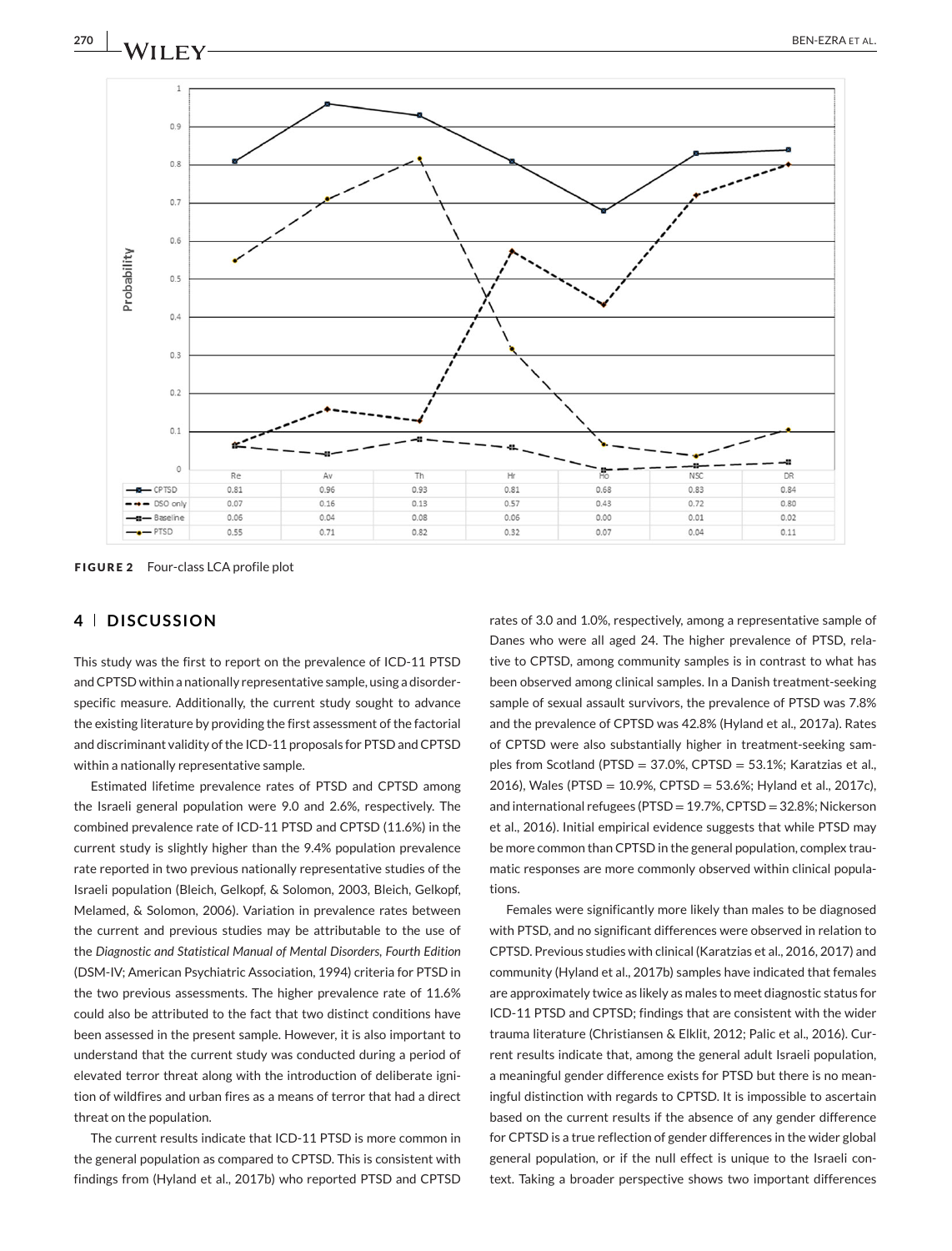| | Re | Av | Th | Hr | Ho | NSC | DR |
|---|---|---|---|---|---|---|---|
| CPTSD | 0.81 | 0.96 | 0.93 | 0.81 | 0.68 | 0.83 | 0.84 |
| DSO only | 0.07 | 0.16 | 0.13 | 0.57 | 0.43 | 0.72 | 0.80 |
| Baseline | 0.06 | 0.04 | 0.08 | 0.06 | 0.00 | 0.01 | 0.02 |
| PTSD | 0.55 | 0.71 | 0.82 | 0.32 | 0.07 | 0.04 | 0.11 |

**FIGURE 2** Four-class LCA profile plot

## 4 | DISCUSSION

This study was the first to report on the prevalence of ICD-11 PTSD and CPTSD within a nationally representative sample, using a disorder-specific measure. Additionally, the current study sought to advance the existing literature by providing the first assessment of the factorial and discriminant validity of the ICD-11 proposals for PTSD and CPTSD within a nationally representative sample.

Estimated lifetime prevalence rates of PTSD and CPTSD among the Israeli general population were 9.0 and 2.6%, respectively. The combined prevalence rate of ICD-11 PTSD and CPTSD (11.6%) in the current study is slightly higher than the 9.4% population prevalence rate reported in two previous nationally representative studies of the Israeli population (Bleich, Gelkopf, & Solomon, 2003, Bleich, Gelkopf, Melamed, & Solomon, 2006). Variation in prevalence rates between the current and previous studies may be attributable to the use of the *Diagnostic and Statistical Manual of Mental Disorders, Fourth Edition* (DSM-IV; American Psychiatric Association, 1994) criteria for PTSD in the two previous assessments. The higher prevalence rate of 11.6% could also be attributed to the fact that two distinct conditions have been assessed in the present sample. However, it is also important to understand that the current study was conducted during a period of elevated terror threat along with the introduction of deliberate ignition of wildfires and urban fires as a means of terror that had a direct threat on the population.

The current results indicate that ICD-11 PTSD is more common in the general population as compared to CPTSD. This is consistent with findings from (Hyland et al., 2017b) who reported PTSD and CPTSD rates of 3.0 and 1.0%, respectively, among a representative sample of Danes who were all aged 24. The higher prevalence of PTSD, relative to CPTSD, among community samples is in contrast to what has been observed among clinical samples. In a Danish treatment-seeking sample of sexual assault survivors, the prevalence of PTSD was 7.8% and the prevalence of CPTSD was 42.8% (Hyland et al., 2017a). Rates of CPTSD were also substantially higher in treatment-seeking samples from Scotland (PTSD = 37.0%, CPTSD = 53.1%; Karatzias et al., 2016), Wales (PTSD = 10.9%, CPTSD = 53.6%; Hyland et al., 2017c), and international refugees (PTSD = 19.7%, CPTSD = 32.8%; Nickerson et al., 2016). Initial empirical evidence suggests that while PTSD may be more common than CPTSD in the general population, complex traumatic responses are more commonly observed within clinical populations.

Females were significantly more likely than males to be diagnosed with PTSD, and no significant differences were observed in relation to CPTSD. Previous studies with clinical (Karatzias et al., 2016, 2017) and community (Hyland et al., 2017b) samples have indicated that females are approximately twice as likely as males to meet diagnostic status for ICD-11 PTSD and CPTSD; findings that are consistent with the wider trauma literature (Christiansen & Elklit, 2012; Palic et al., 2016). Current results indicate that, among the general adult Israeli population, a meaningful gender difference exists for PTSD but there is no meaningful distinction with regards to CPTSD. It is impossible to ascertain based on the current results if the absence of any gender difference for CPTSD is a true reflection of gender differences in the wider global general population, or if the null effect is unique to the Israeli context. Taking a broader perspective shows two important differences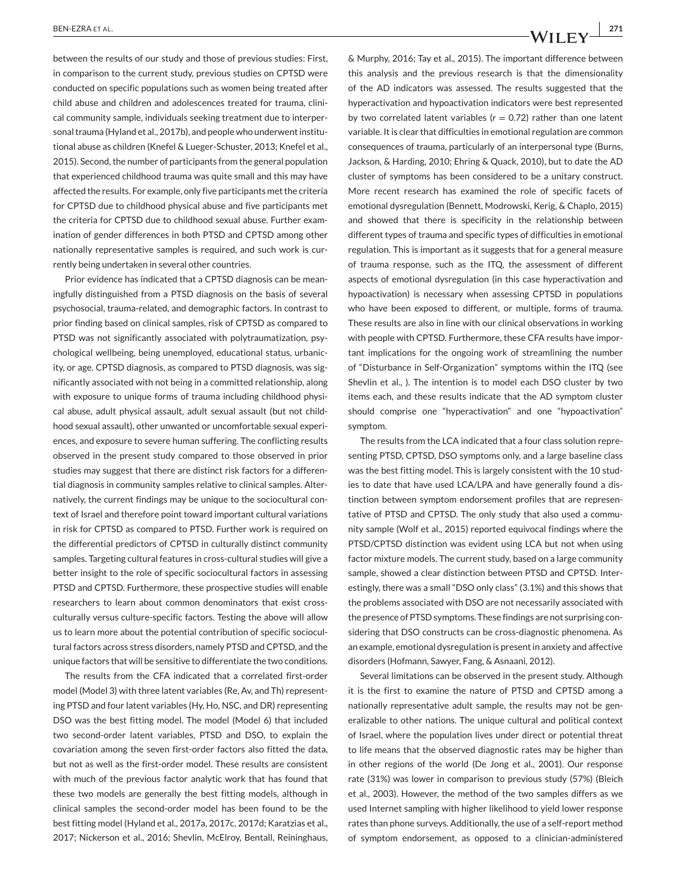between the results of our study and those of previous studies: First, in comparison to the current study, previous studies on CPTSD were conducted on specific populations such as women being treated after child abuse and children and adolescences treated for trauma, clinical community sample, individuals seeking treatment due to interpersonal trauma (Hyland et al., 2017b), and people who underwent institutional abuse as children (Knefel & Lueger-Schuster, 2013; Knefel et al., 2015). Second, the number of participants from the general population that experienced childhood trauma was quite small and this may have affected the results. For example, only five participants met the criteria for CPTSD due to childhood physical abuse and five participants met the criteria for CPTSD due to childhood sexual abuse. Further examination of gender differences in both PTSD and CPTSD among other nationally representative samples is required, and such work is currently being undertaken in several other countries.

Prior evidence has indicated that a CPTSD diagnosis can be meaningfully distinguished from a PTSD diagnosis on the basis of several psychosocial, trauma-related, and demographic factors. In contrast to prior finding based on clinical samples, risk of CPTSD as compared to PTSD was not significantly associated with polytraumatization, psychological wellbeing, being unemployed, educational status, urbanicity, or age. CPTSD diagnosis, as compared to PTSD diagnosis, was significantly associated with not being in a committed relationship, along with exposure to unique forms of trauma including childhood physical abuse, adult physical assault, adult sexual assault (but not childhood sexual assault), other unwanted or uncomfortable sexual experiences, and exposure to severe human suffering. The conflicting results observed in the present study compared to those observed in prior studies may suggest that there are distinct risk factors for a differential diagnosis in community samples relative to clinical samples. Alternatively, the current findings may be unique to the sociocultural context of Israel and therefore point toward important cultural variations in risk for CPTSD as compared to PTSD. Further work is required on the differential predictors of CPTSD in culturally distinct community samples. Targeting cultural features in cross-cultural studies will give a better insight to the role of specific sociocultural factors in assessing PTSD and CPTSD. Furthermore, these prospective studies will enable researchers to learn about common denominators that exist cross-culturally versus culture-specific factors. Testing the above will allow us to learn more about the potential contribution of specific sociocultural factors across stress disorders, namely PTSD and CPTSD, and the unique factors that will be sensitive to differentiate the two conditions.

The results from the CFA indicated that a correlated first-order model (Model 3) with three latent variables (Re, Av, and Th) representing PTSD and four latent variables (Hy, Ho, NSC, and DR) representing DSO was the best fitting model. The model (Model 6) that included two second-order latent variables, PTSD and DSO, to explain the covariation among the seven first-order factors also fitted the data, but not as well as the first-order model. These results are consistent with much of the previous factor analytic work that has found that these two models are generally the best fitting models, although in clinical samples the second-order model has been found to be the best fitting model (Hyland et al., 2017a, 2017c, 2017d; Karatzias et al., 2017; Nickerson et al., 2016; Shevlin, McElroy, Bentall, Reininghaus, & Murphy, 2016; Tay et al., 2015). The important difference between this analysis and the previous research is that the dimensionality of the AD indicators was assessed. The results suggested that the hyperactivation and hypoactivation indicators were best represented by two correlated latent variables ($r = 0.72$) rather than one latent variable. It is clear that difficulties in emotional regulation are common consequences of trauma, particularly of an interpersonal type (Burns, Jackson, & Harding, 2010; Ehring & Quack, 2010), but to date the AD cluster of symptoms has been considered to be a unitary construct. More recent research has examined the role of specific facets of emotional dysregulation (Bennett, Modrowski, Kerig, & Chaplo, 2015) and showed that there is specificity in the relationship between different types of trauma and specific types of difficulties in emotional regulation. This is important as it suggests that for a general measure of trauma response, such as the ITQ, the assessment of different aspects of emotional dysregulation (in this case hyperactivation and hypoactivation) is necessary when assessing CPTSD in populations who have been exposed to different, or multiple, forms of trauma. These results are also in line with our clinical observations in working with people with CPTSD. Furthermore, these CFA results have important implications for the ongoing work of streamlining the number of "Disturbance in Self-Organization" symptoms within the ITQ (see Shevlin et al., ). The intention is to model each DSO cluster by two items each, and these results indicate that the AD symptom cluster should comprise one "hyperactivation" and one "hypoactivation" symptom.

The results from the LCA indicated that a four class solution representing PTSD, CPTSD, DSO symptoms only, and a large baseline class was the best fitting model. This is largely consistent with the 10 studies to date that have used LCA/LPA and have generally found a distinction between symptom endorsement profiles that are representative of PTSD and CPTSD. The only study that also used a community sample (Wolf et al., 2015) reported equivocal findings where the PTSD/CPTSD distinction was evident using LCA but not when using factor mixture models. The current study, based on a large community sample, showed a clear distinction between PTSD and CPTSD. Interestingly, there was a small "DSO only class" (3.1%) and this shows that the problems associated with DSO are not necessarily associated with the presence of PTSD symptoms. These findings are not surprising considering that DSO constructs can be cross-diagnostic phenomena. As an example, emotional dysregulation is present in anxiety and affective disorders (Hofmann, Sawyer, Fang, & Asnaani, 2012).

Several limitations can be observed in the present study. Although it is the first to examine the nature of PTSD and CPTSD among a nationally representative adult sample, the results may not be generalizable to other nations. The unique cultural and political context of Israel, where the population lives under direct or potential threat to life means that the observed diagnostic rates may be higher than in other regions of the world (De Jong et al., 2001). Our response rate (31%) was lower in comparison to previous study (57%) (Bleich et al., 2003). However, the method of the two samples differs as we used Internet sampling with higher likelihood to yield lower response rates than phone surveys. Additionally, the use of a self-report method of symptom endorsement, as opposed to a clinician-administered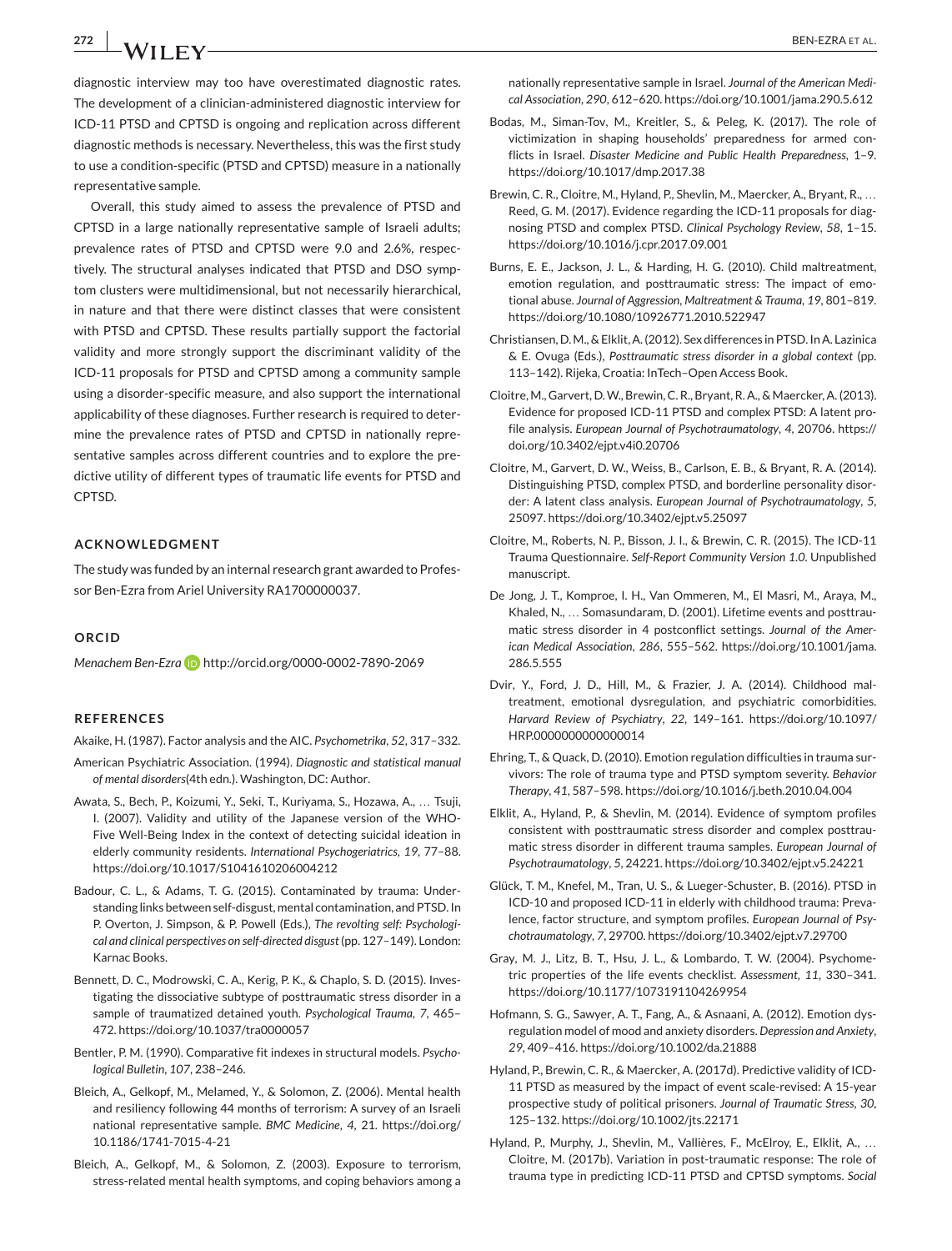diagnostic interview may too have overestimated diagnostic rates. The development of a clinician-administered diagnostic interview for ICD-11 PTSD and CPTSD is ongoing and replication across different diagnostic methods is necessary. Nevertheless, this was the first study to use a condition-specific (PTSD and CPTSD) measure in a nationally representative sample.

Overall, this study aimed to assess the prevalence of PTSD and CPTSD in a large nationally representative sample of Israeli adults; prevalence rates of PTSD and CPTSD were 9.0 and 2.6%, respectively. The structural analyses indicated that PTSD and DSO symptom clusters were multidimensional, but not necessarily hierarchical, in nature and that there were distinct classes that were consistent with PTSD and CPTSD. These results partially support the factorial validity and more strongly support the discriminant validity of the ICD-11 proposals for PTSD and CPTSD among a community sample using a disorder-specific measure, and also support the international applicability of these diagnoses. Further research is required to determine the prevalence rates of PTSD and CPTSD in nationally representative samples across different countries and to explore the predictive utility of different types of traumatic life events for PTSD and CPTSD.

## ACKNOWLEDGMENT

The study was funded by an internal research grant awarded to Professor Ben-Ezra from Ariel University RA1700000037.

## ORCID

*Menachem Ben-Ezra* http://orcid.org/0000-0002-7890-2069

## REFERENCES

Akaike, H. (1987). Factor analysis and the AIC. *Psychometrika*, *52*, 317–332.

American Psychiatric Association. (1994). *Diagnostic and statistical manual of mental disorders*(4th edn.). Washington, DC: Author.

Awata, S., Bech, P., Koizumi, Y., Seki, T., Kuriyama, S., Hozawa, A., … Tsuji, I. (2007). Validity and utility of the Japanese version of the WHO-Five Well-Being Index in the context of detecting suicidal ideation in elderly community residents. *International Psychogeriatrics*, *19*, 77–88. https://doi.org/10.1017/S1041610206004212

Badour, C. L., & Adams, T. G. (2015). Contaminated by trauma: Understanding links between self-disgust, mental contamination, and PTSD. In P. Overton, J. Simpson, & P. Powell (Eds.), *The revolting self: Psychological and clinical perspectives on self-directed disgust* (pp. 127–149). London: Karnac Books.

Bennett, D. C., Modrowski, C. A., Kerig, P. K., & Chaplo, S. D. (2015). Investigating the dissociative subtype of posttraumatic stress disorder in a sample of traumatized detained youth. *Psychological Trauma*, *7*, 465–472. https://doi.org/10.1037/tra0000057

Bentler, P. M. (1990). Comparative fit indexes in structural models. *Psychological Bulletin*, *107*, 238–246.

Bleich, A., Gelkopf, M., Melamed, Y., & Solomon, Z. (2006). Mental health and resiliency following 44 months of terrorism: A survey of an Israeli national representative sample. *BMC Medicine*, *4*, 21. https://doi.org/10.1186/1741-7015-4-21

Bleich, A., Gelkopf, M., & Solomon, Z. (2003). Exposure to terrorism, stress-related mental health symptoms, and coping behaviors among a nationally representative sample in Israel. *Journal of the American Medical Association*, *290*, 612–620. https://doi.org/10.1001/jama.290.5.612

Bodas, M., Siman-Tov, M., Kreitler, S., & Peleg, K. (2017). The role of victimization in shaping households' preparedness for armed conflicts in Israel. *Disaster Medicine and Public Health Preparedness*, 1–9. https://doi.org/10.1017/dmp.2017.38

Brewin, C. R., Cloitre, M., Hyland, P., Shevlin, M., Maercker, A., Bryant, R., … Reed, G. M. (2017). Evidence regarding the ICD-11 proposals for diagnosing PTSD and complex PTSD. *Clinical Psychology Review*, *58*, 1–15. https://doi.org/10.1016/j.cpr.2017.09.001

Burns, E. E., Jackson, J. L., & Harding, H. G. (2010). Child maltreatment, emotion regulation, and posttraumatic stress: The impact of emotional abuse. *Journal of Aggression, Maltreatment & Trauma*, *19*, 801–819. https://doi.org/10.1080/10926771.2010.522947

Christiansen, D. M., & Elklit, A. (2012). Sex differences in PTSD. In A. Lazinica & E. Ovuga (Eds.), *Posttraumatic stress disorder in a global context* (pp. 113–142). Rijeka, Croatia: InTech–Open Access Book.

Cloitre, M., Garvert, D. W., Brewin, C. R., Bryant, R. A., & Maercker, A. (2013). Evidence for proposed ICD-11 PTSD and complex PTSD: A latent profile analysis. *European Journal of Psychotraumatology*, *4*, 20706. https://doi.org/10.3402/ejpt.v4i0.20706

Cloitre, M., Garvert, D. W., Weiss, B., Carlson, E. B., & Bryant, R. A. (2014). Distinguishing PTSD, complex PTSD, and borderline personality disorder: A latent class analysis. *European Journal of Psychotraumatology*, *5*, 25097. https://doi.org/10.3402/ejpt.v5.25097

Cloitre, M., Roberts, N. P., Bisson, J. I., & Brewin, C. R. (2015). The ICD-11 Trauma Questionnaire. *Self-Report Community Version 1.0*. Unpublished manuscript.

De Jong, J. T., Komproe, I. H., Van Ommeren, M., El Masri, M., Araya, M., Khaled, N., … Somasundaram, D. (2001). Lifetime events and posttraumatic stress disorder in 4 postconflict settings. *Journal of the American Medical Association*, *286*, 555–562. https://doi.org/10.1001/jama.286.5.555

Dvir, Y., Ford, J. D., Hill, M., & Frazier, J. A. (2014). Childhood maltreatment, emotional dysregulation, and psychiatric comorbidities. *Harvard Review of Psychiatry*, *22*, 149–161. https://doi.org/10.1097/HRP.0000000000000014

Ehring, T., & Quack, D. (2010). Emotion regulation difficulties in trauma survivors: The role of trauma type and PTSD symptom severity. *Behavior Therapy*, *41*, 587–598. https://doi.org/10.1016/j.beth.2010.04.004

Elklit, A., Hyland, P., & Shevlin, M. (2014). Evidence of symptom profiles consistent with posttraumatic stress disorder and complex posttraumatic stress disorder in different trauma samples. *European Journal of Psychotraumatology*, *5*, 24221. https://doi.org/10.3402/ejpt.v5.24221

Glück, T. M., Knefel, M., Tran, U. S., & Lueger-Schuster, B. (2016). PTSD in ICD-10 and proposed ICD-11 in elderly with childhood trauma: Prevalence, factor structure, and symptom profiles. *European Journal of Psychotraumatology*, *7*, 29700. https://doi.org/10.3402/ejpt.v7.29700

Gray, M. J., Litz, B. T., Hsu, J. L., & Lombardo, T. W. (2004). Psychometric properties of the life events checklist. *Assessment*, *11*, 330–341. https://doi.org/10.1177/1073191104269954

Hofmann, S. G., Sawyer, A. T., Fang, A., & Asnaani, A. (2012). Emotion dysregulation model of mood and anxiety disorders. *Depression and Anxiety*, *29*, 409–416. https://doi.org/10.1002/da.21888

Hyland, P., Brewin, C. R., & Maercker, A. (2017d). Predictive validity of ICD-11 PTSD as measured by the impact of event scale-revised: A 15-year prospective study of political prisoners. *Journal of Traumatic Stress*, *30*, 125–132. https://doi.org/10.1002/jts.22171

Hyland, P., Murphy, J., Shevlin, M., Vallières, F., McElroy, E., Elklit, A., … Cloitre, M. (2017b). Variation in post-traumatic response: The role of trauma type in predicting ICD-11 PTSD and CPTSD symptoms. *Social*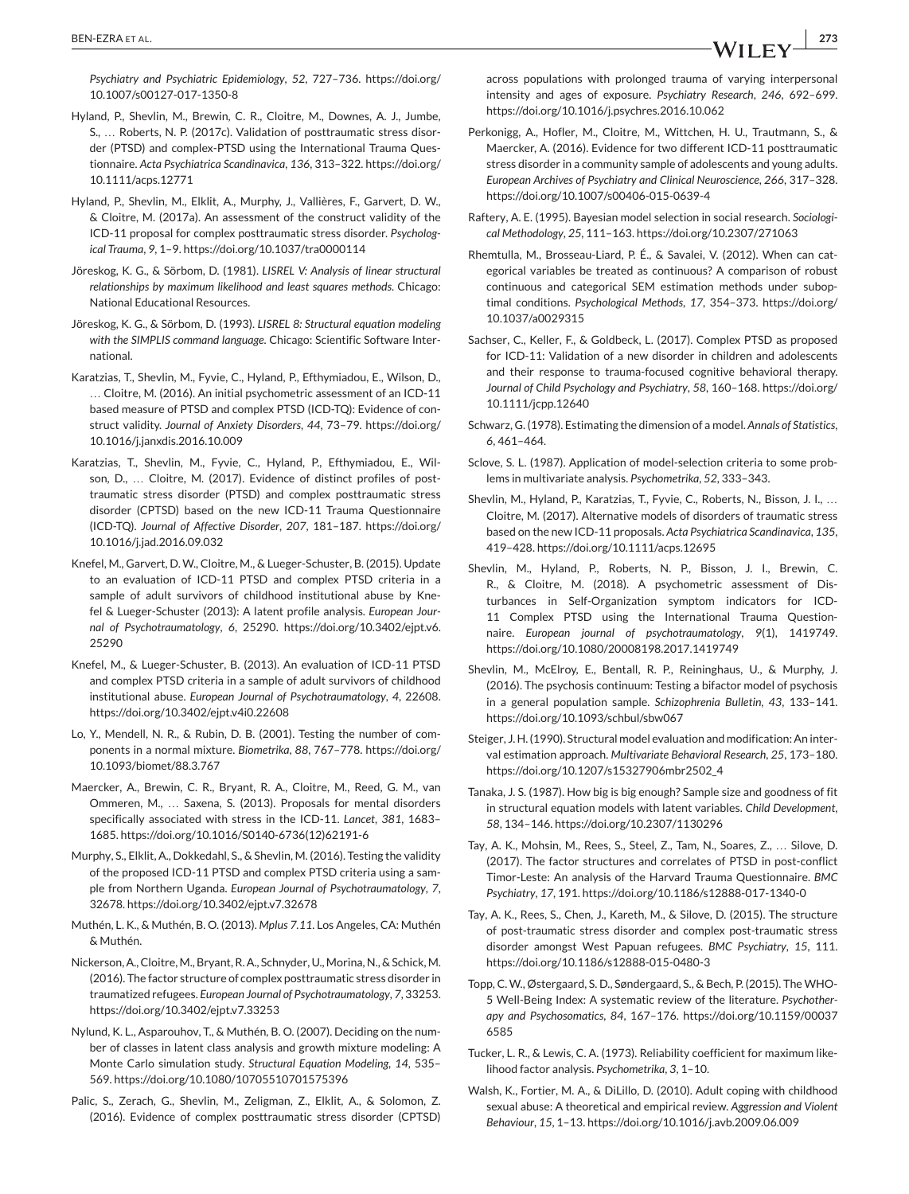*Psychiatry and Psychiatric Epidemiology*, *52*, 727–736. https://doi.org/10.1007/s00127-017-1350-8

Hyland, P., Shevlin, M., Brewin, C. R., Cloitre, M., Downes, A. J., Jumbe, S., … Roberts, N. P. (2017c). Validation of posttraumatic stress disorder (PTSD) and complex-PTSD using the International Trauma Questionnaire. *Acta Psychiatrica Scandinavica*, *136*, 313–322. https://doi.org/10.1111/acps.12771

Hyland, P., Shevlin, M., Elklit, A., Murphy, J., Vallières, F., Garvert, D. W., & Cloitre, M. (2017a). An assessment of the construct validity of the ICD-11 proposal for complex posttraumatic stress disorder. *Psychological Trauma*, *9*, 1–9. https://doi.org/10.1037/tra0000114

Jöreskog, K. G., & Sörbom, D. (1981). *LISREL V: Analysis of linear structural relationships by maximum likelihood and least squares methods.* Chicago: National Educational Resources.

Jöreskog, K. G., & Sörbom, D. (1993). *LISREL 8: Structural equation modeling with the SIMPLIS command language.* Chicago: Scientific Software International.

Karatzias, T., Shevlin, M., Fyvie, C., Hyland, P., Efthymiadou, E., Wilson, D., … Cloitre, M. (2016). An initial psychometric assessment of an ICD-11 based measure of PTSD and complex PTSD (ICD-TQ): Evidence of construct validity. *Journal of Anxiety Disorders*, *44*, 73–79. https://doi.org/10.1016/j.janxdis.2016.10.009

Karatzias, T., Shevlin, M., Fyvie, C., Hyland, P., Efthymiadou, E., Wilson, D., … Cloitre, M. (2017). Evidence of distinct profiles of posttraumatic stress disorder (PTSD) and complex posttraumatic stress disorder (CPTSD) based on the new ICD-11 Trauma Questionnaire (ICD-TQ). *Journal of Affective Disorder*, *207*, 181–187. https://doi.org/10.1016/j.jad.2016.09.032

Knefel, M., Garvert, D. W., Cloitre, M., & Lueger-Schuster, B. (2015). Update to an evaluation of ICD-11 PTSD and complex PTSD criteria in a sample of adult survivors of childhood institutional abuse by Knefel & Lueger-Schuster (2013): A latent profile analysis. *European Journal of Psychotraumatology*, *6*, 25290. https://doi.org/10.3402/ejpt.v6.25290

Knefel, M., & Lueger-Schuster, B. (2013). An evaluation of ICD-11 PTSD and complex PTSD criteria in a sample of adult survivors of childhood institutional abuse. *European Journal of Psychotraumatology*, *4*, 22608. https://doi.org/10.3402/ejpt.v4i0.22608

Lo, Y., Mendell, N. R., & Rubin, D. B. (2001). Testing the number of components in a normal mixture. *Biometrika*, *88*, 767–778. https://doi.org/10.1093/biomet/88.3.767

Maercker, A., Brewin, C. R., Bryant, R. A., Cloitre, M., Reed, G. M., van Ommeren, M., … Saxena, S. (2013). Proposals for mental disorders specifically associated with stress in the ICD-11. *Lancet*, *381*, 1683–1685. https://doi.org/10.1016/S0140-6736(12)62191-6

Murphy, S., Elklit, A., Dokkedahl, S., & Shevlin, M. (2016). Testing the validity of the proposed ICD-11 PTSD and complex PTSD criteria using a sample from Northern Uganda. *European Journal of Psychotraumatology*, *7*, 32678. https://doi.org/10.3402/ejpt.v7.32678

Muthén, L. K., & Muthén, B. O. (2013). *Mplus 7.11.* Los Angeles, CA: Muthén & Muthén.

Nickerson, A., Cloitre, M., Bryant, R. A., Schnyder, U., Morina, N., & Schick, M. (2016). The factor structure of complex posttraumatic stress disorder in traumatized refugees. *European Journal of Psychotraumatology*, *7*, 33253. https://doi.org/10.3402/ejpt.v7.33253

Nylund, K. L., Asparouhov, T., & Muthén, B. O. (2007). Deciding on the number of classes in latent class analysis and growth mixture modeling: A Monte Carlo simulation study. *Structural Equation Modeling*, *14*, 535–569. https://doi.org/10.1080/10705510701575396

Palic, S., Zerach, G., Shevlin, M., Zeligman, Z., Elklit, A., & Solomon, Z. (2016). Evidence of complex posttraumatic stress disorder (CPTSD) across populations with prolonged trauma of varying interpersonal intensity and ages of exposure. *Psychiatry Research*, *246*, 692–699. https://doi.org/10.1016/j.psychres.2016.10.062

Perkonigg, A., Hofler, M., Cloitre, M., Wittchen, H. U., Trautmann, S., & Maercker, A. (2016). Evidence for two different ICD-11 posttraumatic stress disorder in a community sample of adolescents and young adults. *European Archives of Psychiatry and Clinical Neuroscience*, *266*, 317–328. https://doi.org/10.1007/s00406-015-0639-4

Raftery, A. E. (1995). Bayesian model selection in social research. *Sociological Methodology*, *25*, 111–163. https://doi.org/10.2307/271063

Rhemtulla, M., Brosseau-Liard, P. É., & Savalei, V. (2012). When can categorical variables be treated as continuous? A comparison of robust continuous and categorical SEM estimation methods under suboptimal conditions. *Psychological Methods*, *17*, 354–373. https://doi.org/10.1037/a0029315

Sachser, C., Keller, F., & Goldbeck, L. (2017). Complex PTSD as proposed for ICD-11: Validation of a new disorder in children and adolescents and their response to trauma-focused cognitive behavioral therapy. *Journal of Child Psychology and Psychiatry*, *58*, 160–168. https://doi.org/10.1111/jcpp.12640

Schwarz, G. (1978). Estimating the dimension of a model. *Annals of Statistics*, *6*, 461–464.

Sclove, S. L. (1987). Application of model-selection criteria to some problems in multivariate analysis. *Psychometrika*, *52*, 333–343.

Shevlin, M., Hyland, P., Karatzias, T., Fyvie, C., Roberts, N., Bisson, J. I., … Cloitre, M. (2017). Alternative models of disorders of traumatic stress based on the new ICD-11 proposals. *Acta Psychiatrica Scandinavica*, *135*, 419–428. https://doi.org/10.1111/acps.12695

Shevlin, M., Hyland, P., Roberts, N. P., Bisson, J. I., Brewin, C. R., & Cloitre, M. (2018). A psychometric assessment of Disturbances in Self-Organization symptom indicators for ICD-11 Complex PTSD using the International Trauma Questionnaire. *European journal of psychotraumatology*, *9*(1), 1419749. https://doi.org/10.1080/20008198.2017.1419749

Shevlin, M., McElroy, E., Bentall, R. P., Reininghaus, U., & Murphy, J. (2016). The psychosis continuum: Testing a bifactor model of psychosis in a general population sample. *Schizophrenia Bulletin*, *43*, 133–141. https://doi.org/10.1093/schbul/sbw067

Steiger, J. H. (1990). Structural model evaluation and modification: An interval estimation approach. *Multivariate Behavioral Research*, *25*, 173–180. https://doi.org/10.1207/s15327906mbr2502_4

Tanaka, J. S. (1987). How big is big enough? Sample size and goodness of fit in structural equation models with latent variables. *Child Development*, *58*, 134–146. https://doi.org/10.2307/1130296

Tay, A. K., Mohsin, M., Rees, S., Steel, Z., Tam, N., Soares, Z., … Silove, D. (2017). The factor structures and correlates of PTSD in post-conflict Timor-Leste: An analysis of the Harvard Trauma Questionnaire. *BMC Psychiatry*, *17*, 191. https://doi.org/10.1186/s12888-017-1340-0

Tay, A. K., Rees, S., Chen, J., Kareth, M., & Silove, D. (2015). The structure of post-traumatic stress disorder and complex post-traumatic stress disorder amongst West Papuan refugees. *BMC Psychiatry*, *15*, 111. https://doi.org/10.1186/s12888-015-0480-3

Topp, C. W., Østergaard, S. D., Søndergaard, S., & Bech, P. (2015). The WHO-5 Well-Being Index: A systematic review of the literature. *Psychotherapy and Psychosomatics*, *84*, 167–176. https://doi.org/10.1159/000376585

Tucker, L. R., & Lewis, C. A. (1973). Reliability coefficient for maximum likelihood factor analysis. *Psychometrika*, *3*, 1–10.

Walsh, K., Fortier, M. A., & DiLillo, D. (2010). Adult coping with childhood sexual abuse: A theoretical and empirical review. *Aggression and Violent Behaviour*, *15*, 1–13. https://doi.org/10.1016/j.avb.2009.06.009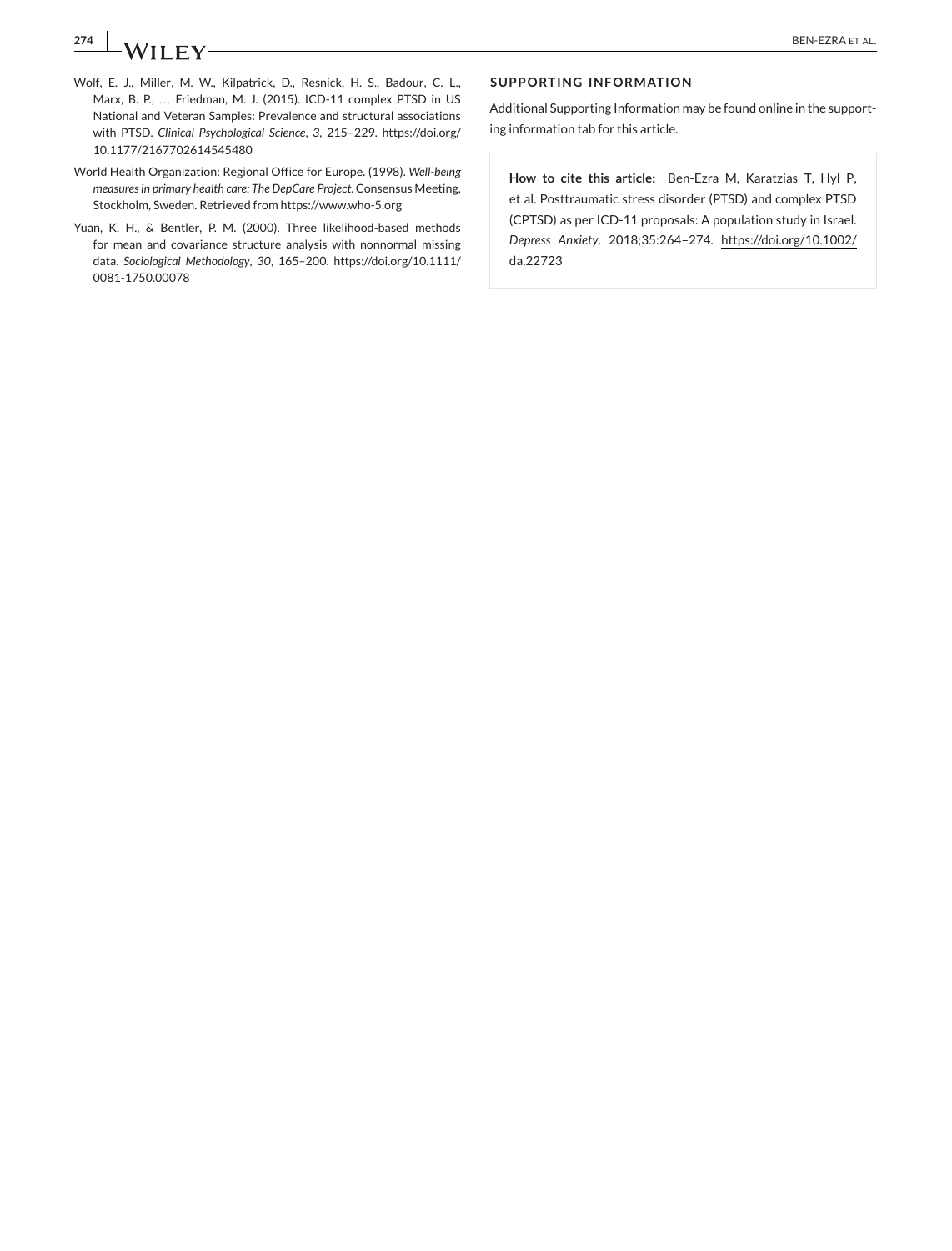Wolf, E. J., Miller, M. W., Kilpatrick, D., Resnick, H. S., Badour, C. L., Marx, B. P., … Friedman, M. J. (2015). ICD-11 complex PTSD in US National and Veteran Samples: Prevalence and structural associations with PTSD. *Clinical Psychological Science*, *3*, 215–229. https://doi.org/10.1177/2167702614545480

World Health Organization: Regional Office for Europe. (1998). *Well-being measures in primary health care: The DepCare Project*. Consensus Meeting, Stockholm, Sweden. Retrieved from https://www.who-5.org

Yuan, K. H., & Bentler, P. M. (2000). Three likelihood-based methods for mean and covariance structure analysis with nonnormal missing data. *Sociological Methodology*, *30*, 165–200. https://doi.org/10.1111/0081-1750.00078

## SUPPORTING INFORMATION

Additional Supporting Information may be found online in the supporting information tab for this article.

**How to cite this article:** Ben-Ezra M, Karatzias T, Hyl P, et al. Posttraumatic stress disorder (PTSD) and complex PTSD (CPTSD) as per ICD-11 proposals: A population study in Israel. *Depress Anxiety*. 2018;35:264–274. https://doi.org/10.1002/da.22723